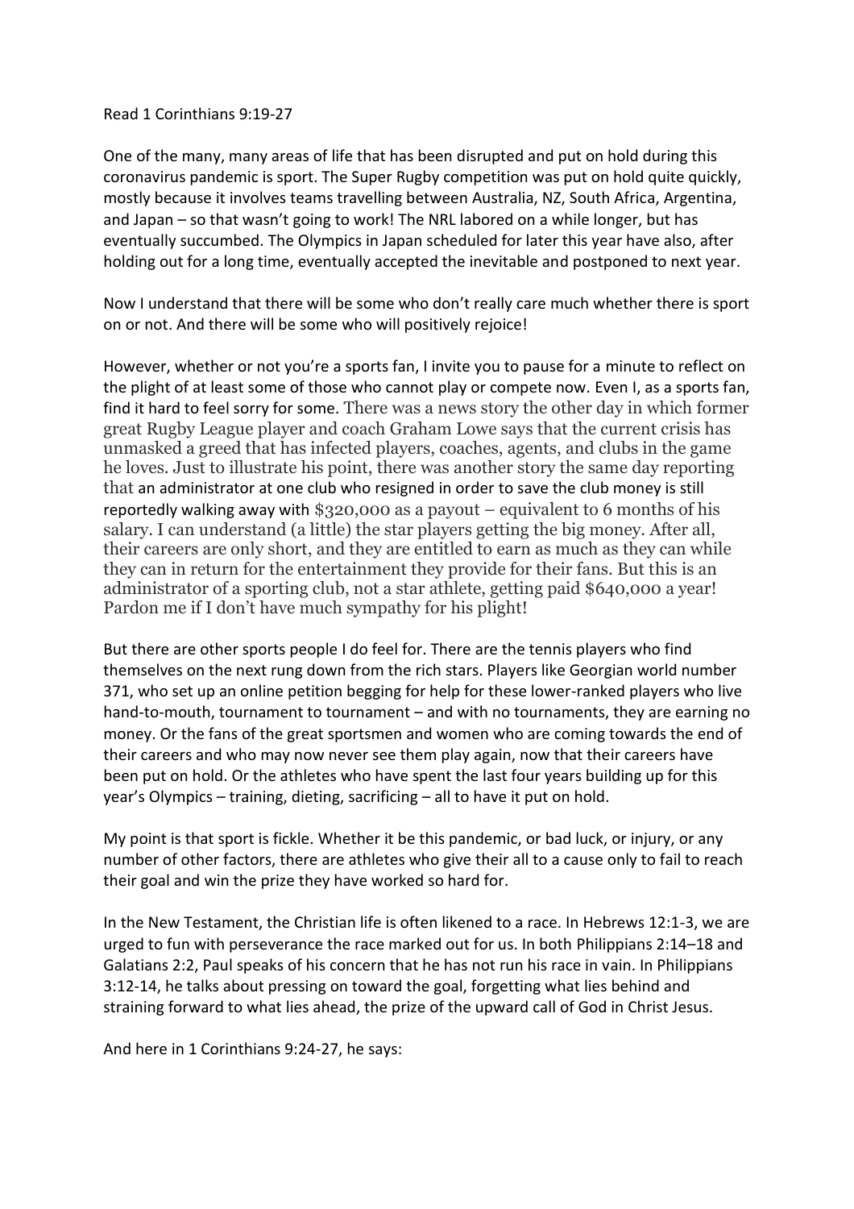Read 1 Corinthians 9:19-27

One of the many, many areas of life that has been disrupted and put on hold during this coronavirus pandemic is sport. The Super Rugby competition was put on hold quite quickly, mostly because it involves teams travelling between Australia, NZ, South Africa, Argentina, and Japan – so that wasn't going to work! The NRL labored on a while longer, but has eventually succumbed. The Olympics in Japan scheduled for later this year have also, after holding out for a long time, eventually accepted the inevitable and postponed to next year.

Now I understand that there will be some who don't really care much whether there is sport on or not. And there will be some who will positively rejoice!

However, whether or not you're a sports fan, I invite you to pause for a minute to reflect on the plight of at least some of those who cannot play or compete now. Even I, as a sports fan, find it hard to feel sorry for some. There was a news story the other day in which former great Rugby League player and coach Graham Lowe says that the current crisis has unmasked a greed that has infected players, coaches, agents, and clubs in the game he loves. Just to illustrate his point, there was another story the same day reporting that an administrator at one club who resigned in order to save the club money is still reportedly walking away with $320,000 as a payout – equivalent to 6 months of his salary. I can understand (a little) the star players getting the big money. After all, their careers are only short, and they are entitled to earn as much as they can while they can in return for the entertainment they provide for their fans. But this is an administrator of a sporting club, not a star athlete, getting paid $640,000 a year! Pardon me if I don't have much sympathy for his plight!

But there are other sports people I do feel for. There are the tennis players who find themselves on the next rung down from the rich stars. Players like Georgian world number 371, who set up an online petition begging for help for these lower-ranked players who live hand-to-mouth, tournament to tournament – and with no tournaments, they are earning no money. Or the fans of the great sportsmen and women who are coming towards the end of their careers and who may now never see them play again, now that their careers have been put on hold. Or the athletes who have spent the last four years building up for this year's Olympics – training, dieting, sacrificing – all to have it put on hold.

My point is that sport is fickle. Whether it be this pandemic, or bad luck, or injury, or any number of other factors, there are athletes who give their all to a cause only to fail to reach their goal and win the prize they have worked so hard for.

In the New Testament, the Christian life is often likened to a race. In Hebrews 12:1-3, we are urged to fun with perseverance the race marked out for us. In both Philippians 2:14–18 and Galatians 2:2, Paul speaks of his concern that he has not run his race in vain. In Philippians 3:12-14, he talks about pressing on toward the goal, forgetting what lies behind and straining forward to what lies ahead, the prize of the upward call of God in Christ Jesus.

And here in 1 Corinthians 9:24-27, he says: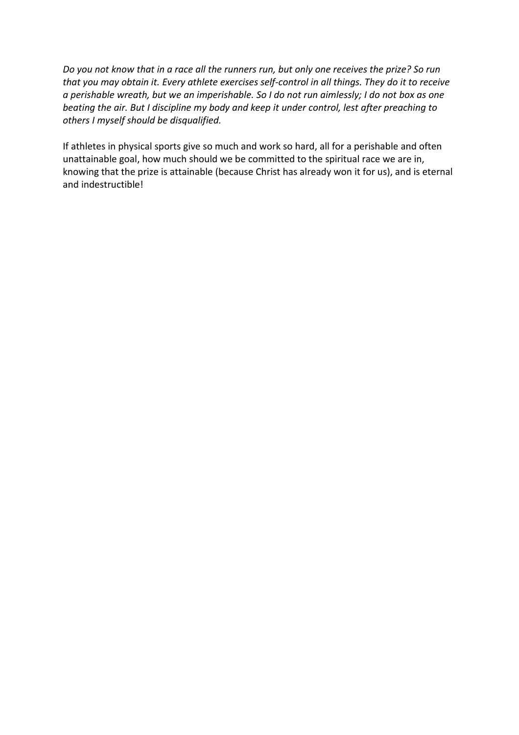*Do you not know that in a race all the runners run, but only one receives the prize? So run that you may obtain it. Every athlete exercises self-control in all things. They do it to receive a perishable wreath, but we an imperishable. So I do not run aimlessly; I do not box as one beating the air. But I discipline my body and keep it under control, lest after preaching to others I myself should be disqualified.*

If athletes in physical sports give so much and work so hard, all for a perishable and often unattainable goal, how much should we be committed to the spiritual race we are in, knowing that the prize is attainable (because Christ has already won it for us), and is eternal and indestructible!